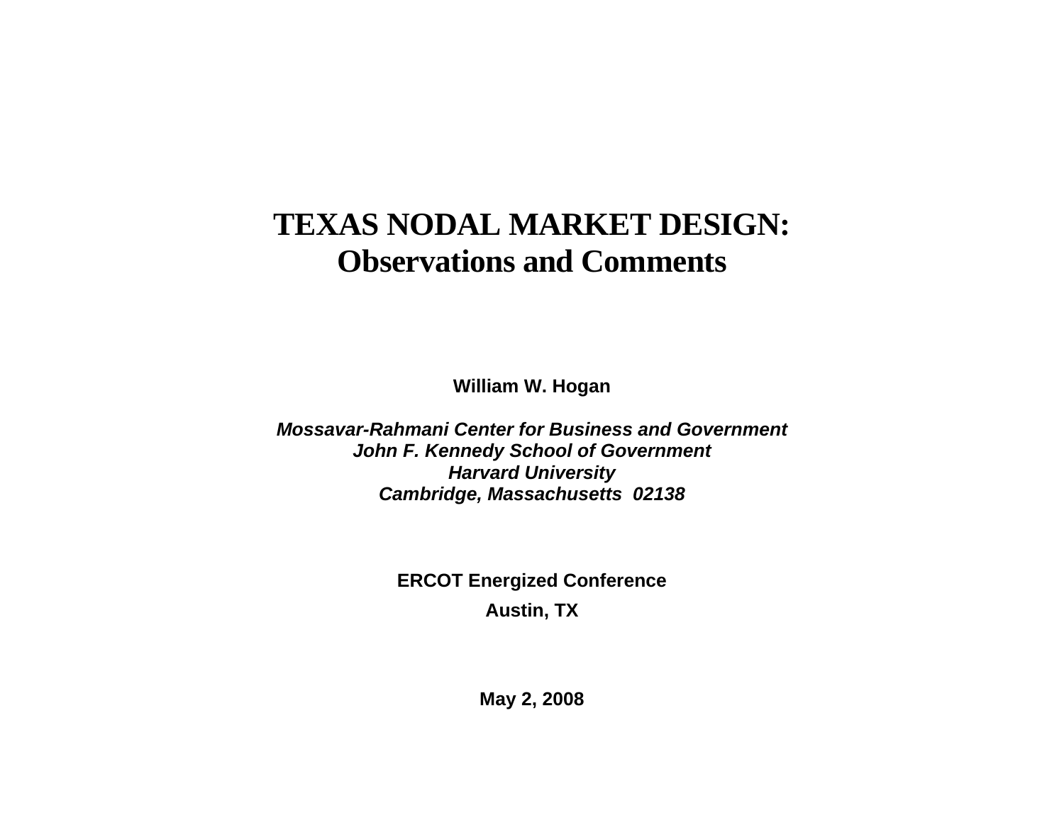# TEXAS NODAL MARKET DESIGN:
# Observations and Comments

**William W. Hogan**

***Mossavar-Rahmani Center for Business and Government***
***John F. Kennedy School of Government***
***Harvard University***
***Cambridge, Massachusetts 02138***

**ERCOT Energized Conference**

**Austin, TX**

**May 2, 2008**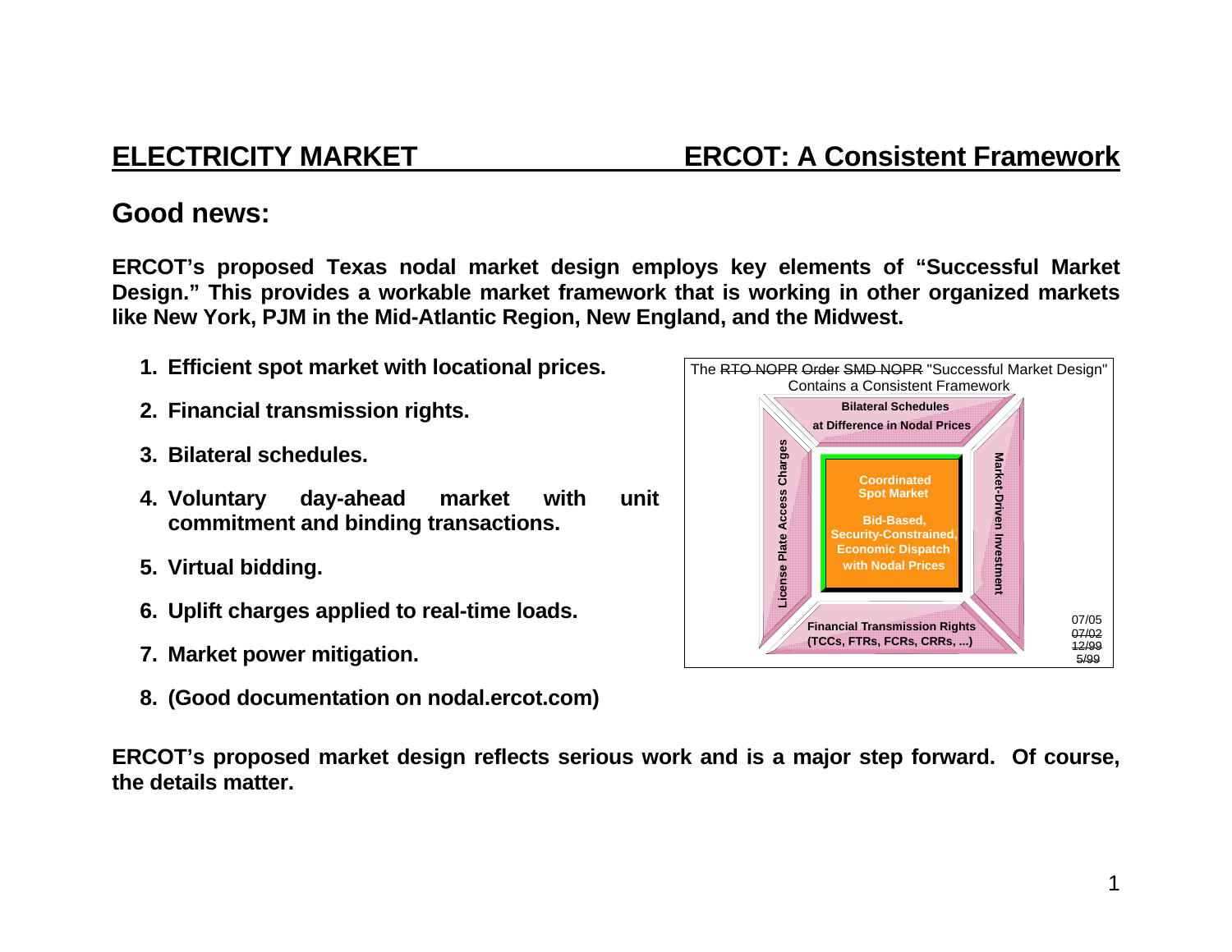## ELECTRICITY MARKET — ERCOT: A Consistent Framework

### Good news:

**ERCOT's proposed Texas nodal market design employs key elements of "Successful Market Design." This provides a workable market framework that is working in other organized markets like New York, PJM in the Mid-Atlantic Region, New England, and the Midwest.**

1. **Efficient spot market with locational prices.**
2. **Financial transmission rights.**
3. **Bilateral schedules.**
4. **Voluntary day-ahead market with unit commitment and binding transactions.**
5. **Virtual bidding.**
6. **Uplift charges applied to real-time loads.**
7. **Market power mitigation.**
8. **(Good documentation on nodal.ercot.com)**

The ~~RTO NOPR~~ ~~Order~~ ~~SMD NOPR~~ "Successful Market Design" Contains a Consistent Framework

- Bilateral Schedules at Difference in Nodal Prices
- License Plate Access Charges
- Coordinated Spot Market: Bid-Based, Security-Constrained, Economic Dispatch with Nodal Prices
- Market-Driven Investment
- Financial Transmission Rights (TCCs, FTRs, FCRs, CRRs, ...)

07/05 ~~07/02~~ ~~12/99~~ ~~5/99~~

**ERCOT's proposed market design reflects serious work and is a major step forward. Of course, the details matter.**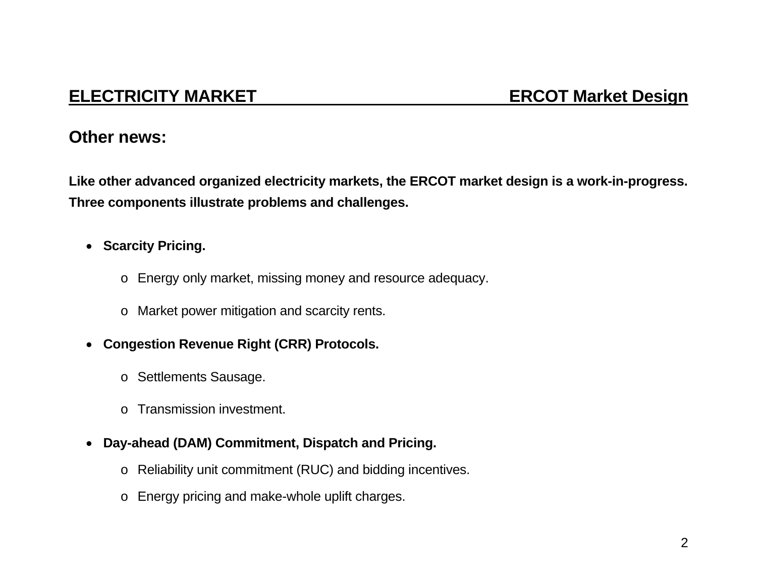## ELECTRICITY MARKET ERCOT Market Design

## Other news:

**Like other advanced organized electricity markets, the ERCOT market design is a work-in-progress. Three components illustrate problems and challenges.**

- **Scarcity Pricing.**
  - Energy only market, missing money and resource adequacy.
  - Market power mitigation and scarcity rents.
- **Congestion Revenue Right (CRR) Protocols.**
  - Settlements Sausage.
  - Transmission investment.
- **Day-ahead (DAM) Commitment, Dispatch and Pricing.**
  - Reliability unit commitment (RUC) and bidding incentives.
  - Energy pricing and make-whole uplift charges.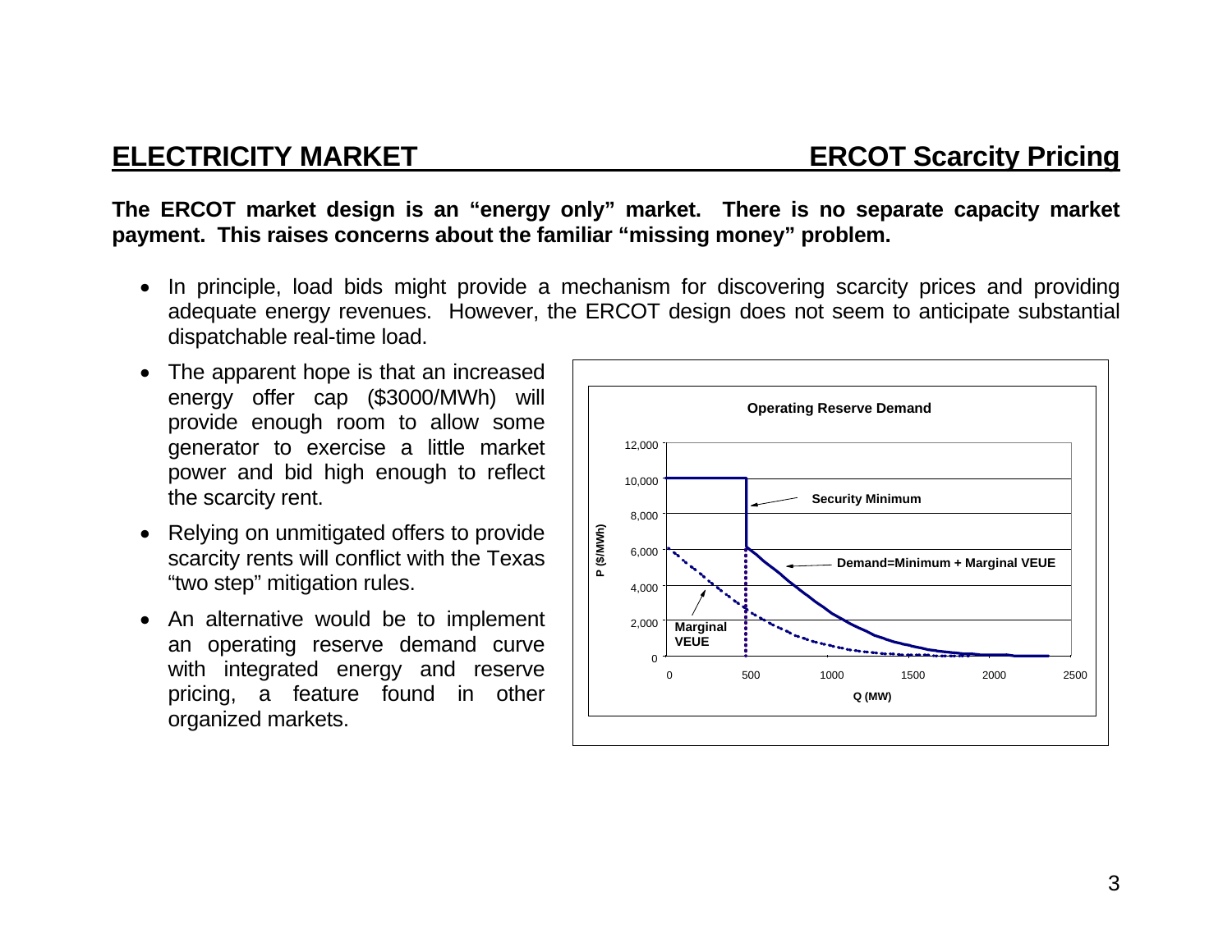## ELECTRICITY MARKET — ERCOT Scarcity Pricing

**The ERCOT market design is an "energy only" market. There is no separate capacity market payment. This raises concerns about the familiar "missing money" problem.**

- In principle, load bids might provide a mechanism for discovering scarcity prices and providing adequate energy revenues. However, the ERCOT design does not seem to anticipate substantial dispatchable real-time load.
- The apparent hope is that an increased energy offer cap ($3000/MWh) will provide enough room to allow some generator to exercise a little market power and bid high enough to reflect the scarcity rent.
- Relying on unmitigated offers to provide scarcity rents will conflict with the Texas "two step" mitigation rules.
- An alternative would be to implement an operating reserve demand curve with integrated energy and reserve pricing, a feature found in other organized markets.

**Operating Reserve Demand**

P ($/MWh) vs. Q (MW): Security Minimum; Demand=Minimum + Marginal VEUE; Marginal VEUE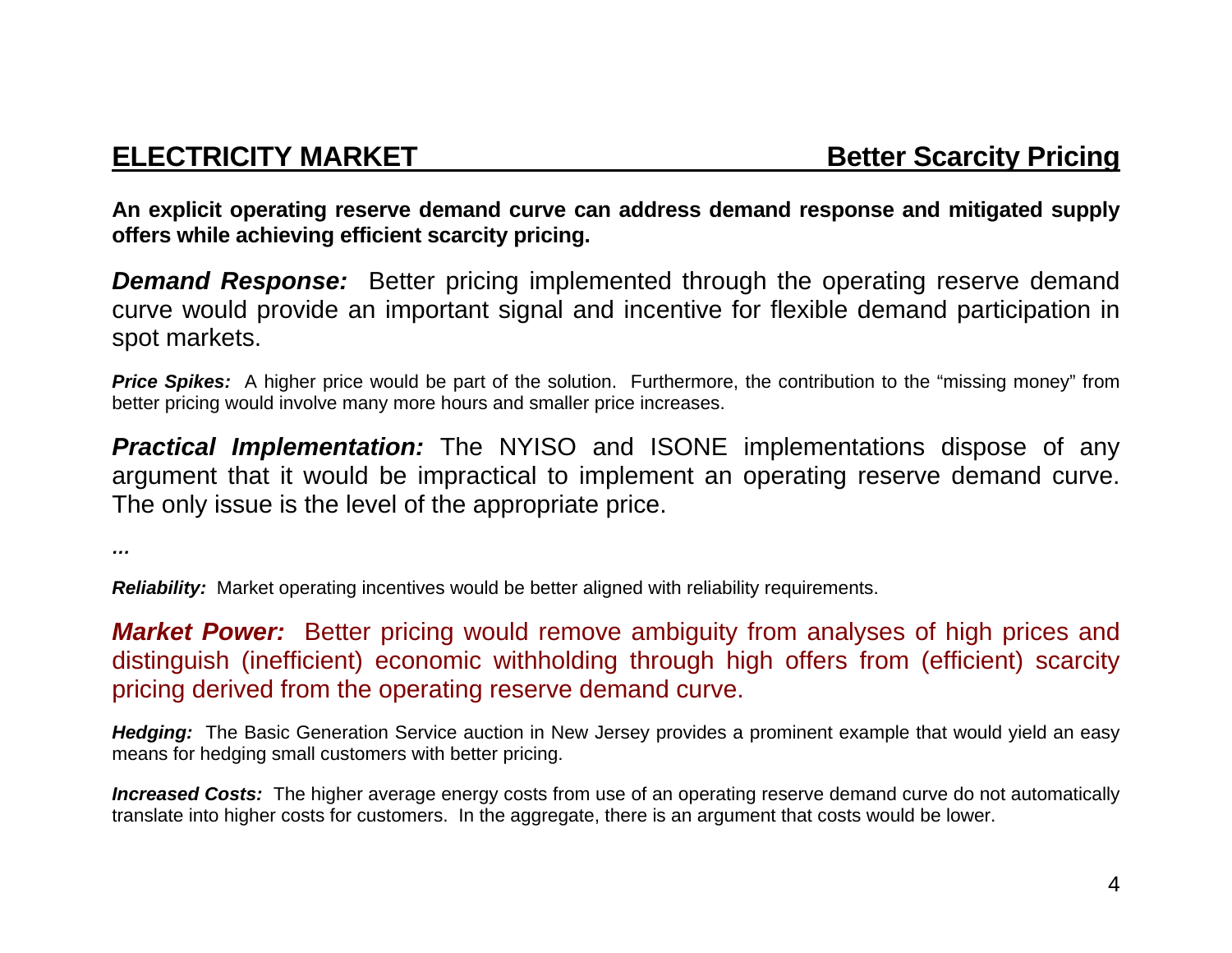## ELECTRICITY MARKET — Better Scarcity Pricing

**An explicit operating reserve demand curve can address demand response and mitigated supply offers while achieving efficient scarcity pricing.**

***Demand Response:*** Better pricing implemented through the operating reserve demand curve would provide an important signal and incentive for flexible demand participation in spot markets.

***Price Spikes:*** A higher price would be part of the solution. Furthermore, the contribution to the "missing money" from better pricing would involve many more hours and smaller price increases.

***Practical Implementation:*** The NYISO and ISONE implementations dispose of any argument that it would be impractical to implement an operating reserve demand curve. The only issue is the level of the appropriate price.

*...*

***Reliability:*** Market operating incentives would be better aligned with reliability requirements.

***Market Power:*** Better pricing would remove ambiguity from analyses of high prices and distinguish (inefficient) economic withholding through high offers from (efficient) scarcity pricing derived from the operating reserve demand curve.

***Hedging:*** The Basic Generation Service auction in New Jersey provides a prominent example that would yield an easy means for hedging small customers with better pricing.

***Increased Costs:*** The higher average energy costs from use of an operating reserve demand curve do not automatically translate into higher costs for customers. In the aggregate, there is an argument that costs would be lower.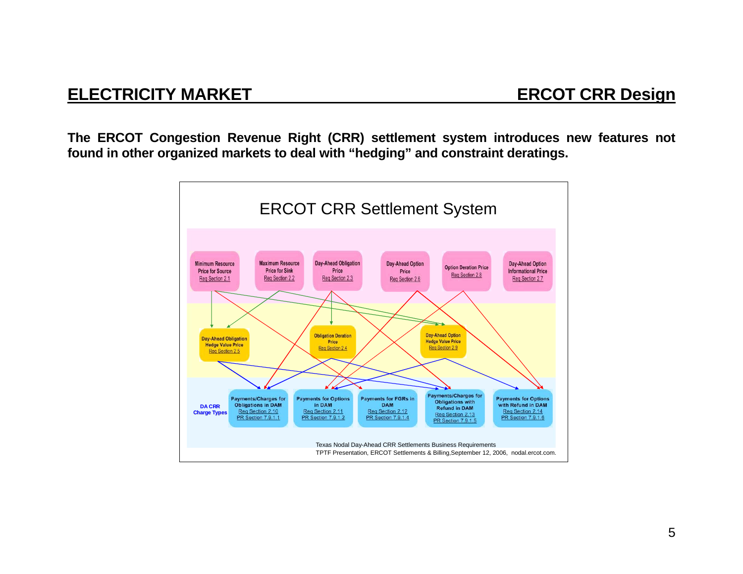## ELECTRICITY MARKET — ERCOT CRR Design

**The ERCOT Congestion Revenue Right (CRR) settlement system introduces new features not found in other organized markets to deal with "hedging" and constraint deratings.**

ERCOT CRR Settlement System

Minimum Resource Price for Source — Req Section 2.1

Maximum Resource Price for Sink — Req Section 2.2

Day-Ahead Obligation Price — Req Section 2.3

Day-Ahead Option Price — Req Section 2.6

Option Deration Price — Req Section 2.8

Day-Ahead Option Informational Price — Req Section 2.7

Day-Ahead Obligation Hedge Value Price — Req Section 2.5

Obligation Deration Price — Req Section 2.4

Day-Ahead Option Hedge Value Price — Req Section 2.9

DA CRR Charge Types

Payments/Charges for Obligations in DAM — Req Section 2.10, PR Section 7.9.1.1

Payments for Options in DAM — Req Section 2.11, PR Section 7.9.1.2

Payments for FGRs in DAM — Req Section 2.12, PR Section 7.9.1.4

Payments/Charges for Obligations with Refund in DAM — Req Section 2.13, PR Section 7.9.1.5

Payments for Options with Refund in DAM — Req Section 2.14, PR Section 7.9.1.6

Texas Nodal Day-Ahead CRR Settlements Business Requirements
TPTF Presentation, ERCOT Settlements & Billing, September 12, 2006, nodal.ercot.com.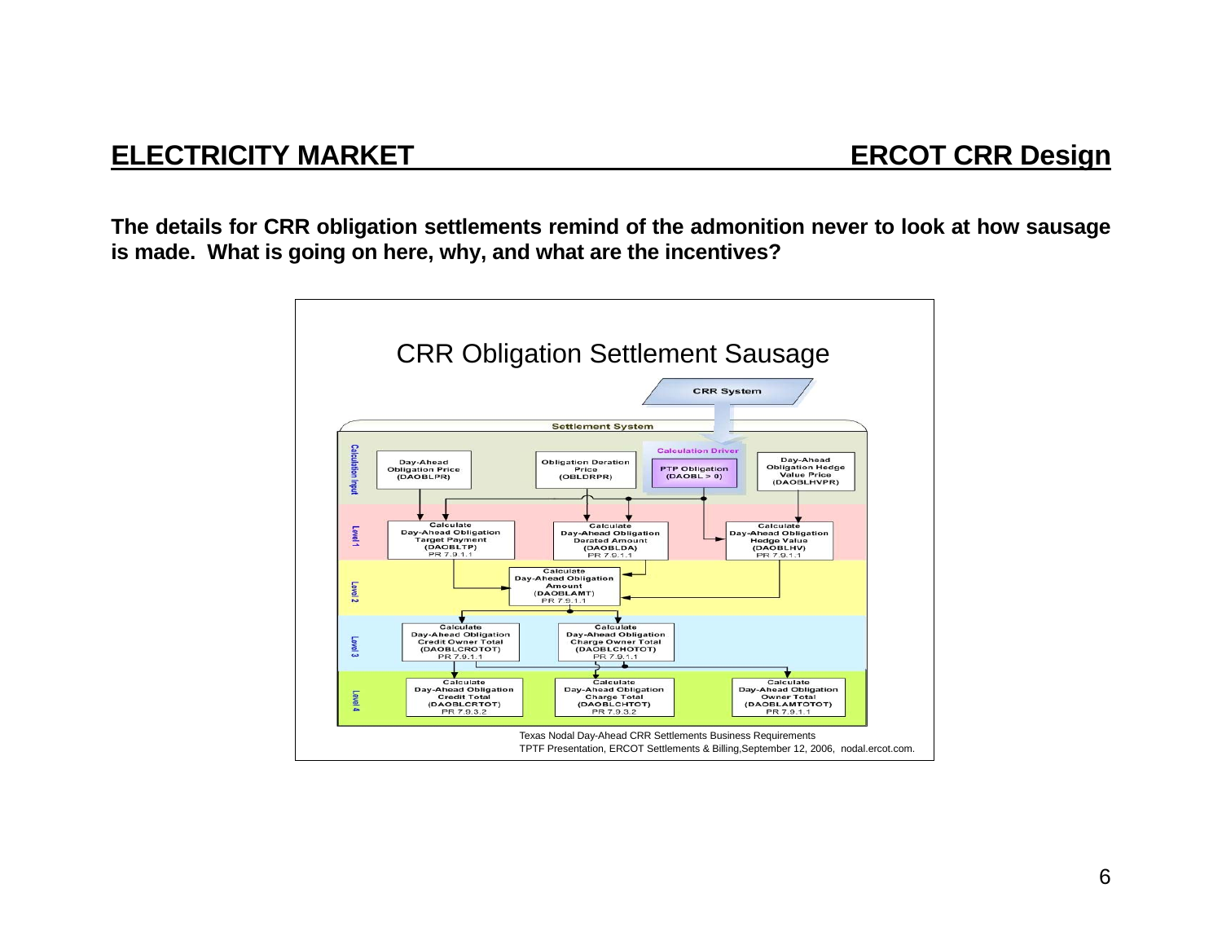## ELECTRICITY MARKET — ERCOT CRR Design

**The details for CRR obligation settlements remind of the admonition never to look at how sausage is made. What is going on here, why, and what are the incentives?**

CRR Obligation Settlement Sausage

CRR System

Settlement System

Calculation Input:
- Day-Ahead Obligation Price (DAOBLPR)
- Obligation Deration Price (OBLDRPR)
- Calculation Driver: PTP Obligation (DAOBL > 0)
- Day-Ahead Obligation Hedge Value Price (DAOBLHVPR)

Level 1:
- Calculate Day-Ahead Obligation Target Payment (DAOBLTP) PR 7.9.1.1
- Calculate Day-Ahead Obligation Derated Amount (DAOBLDA) PR 7.9.1.1
- Calculate Day-Ahead Obligation Hedge Value (DAOBLHV) PR 7.9.1.1

Level 2:
- Calculate Day-Ahead Obligation Amount (DAOBLAMT) PR 7.9.1.1

Level 3:
- Calculate Day-Ahead Obligation Credit Owner Total (DAOBLCROTOT) PR 7.9.1.1
- Calculate Day-Ahead Obligation Charge Owner Total (DAOBLCHOTOT) PR 7.9.1.1

Level 4:
- Calculate Day-Ahead Obligation Credit Total (DAOBLCRTOT) PR 7.9.3.2
- Calculate Day-Ahead Obligation Charge Total (DAOBLCHTOT) PR 7.9.3.2
- Calculate Day-Ahead Obligation Owner Total (DAOBLAMTOTOT) PR 7.9.1.1

Texas Nodal Day-Ahead CRR Settlements Business Requirements
TPTF Presentation, ERCOT Settlements & Billing, September 12, 2006, nodal.ercot.com.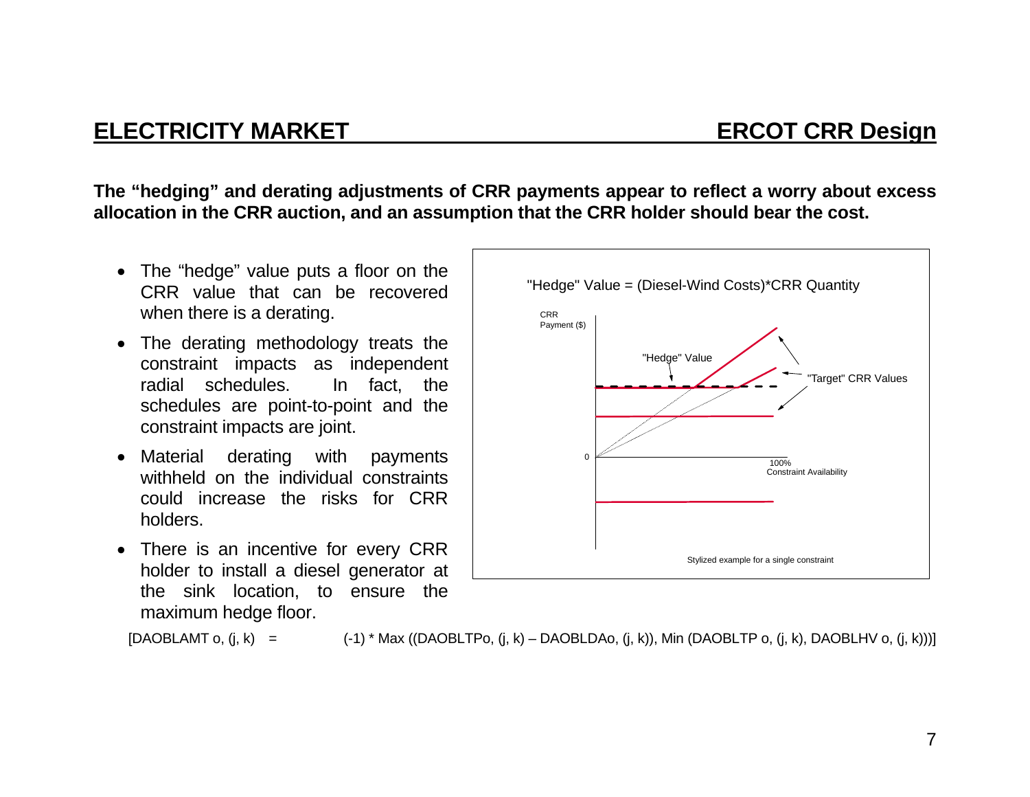## ELECTRICITY MARKET ERCOT CRR Design

**The "hedging" and derating adjustments of CRR payments appear to reflect a worry about excess allocation in the CRR auction, and an assumption that the CRR holder should bear the cost.**

- The "hedge" value puts a floor on the CRR value that can be recovered when there is a derating.
- The derating methodology treats the constraint impacts as independent radial schedules. In fact, the schedules are point-to-point and the constraint impacts are joint.
- Material derating with payments withheld on the individual constraints could increase the risks for CRR holders.
- There is an incentive for every CRR holder to install a diesel generator at the sink location, to ensure the maximum hedge floor.

"Hedge" Value = (Diesel-Wind Costs)*CRR Quantity

CRR Payment ($)

"Hedge" Value

"Target" CRR Values

0

100% Constraint Availability

Stylized example for a single constraint

[DAOBLAMT o, (j, k) = (-1) * Max ((DAOBLTPo, (j, k) – DAOBLDAo, (j, k)), Min (DAOBLTP o, (j, k), DAOBLHV o, (j, k)))]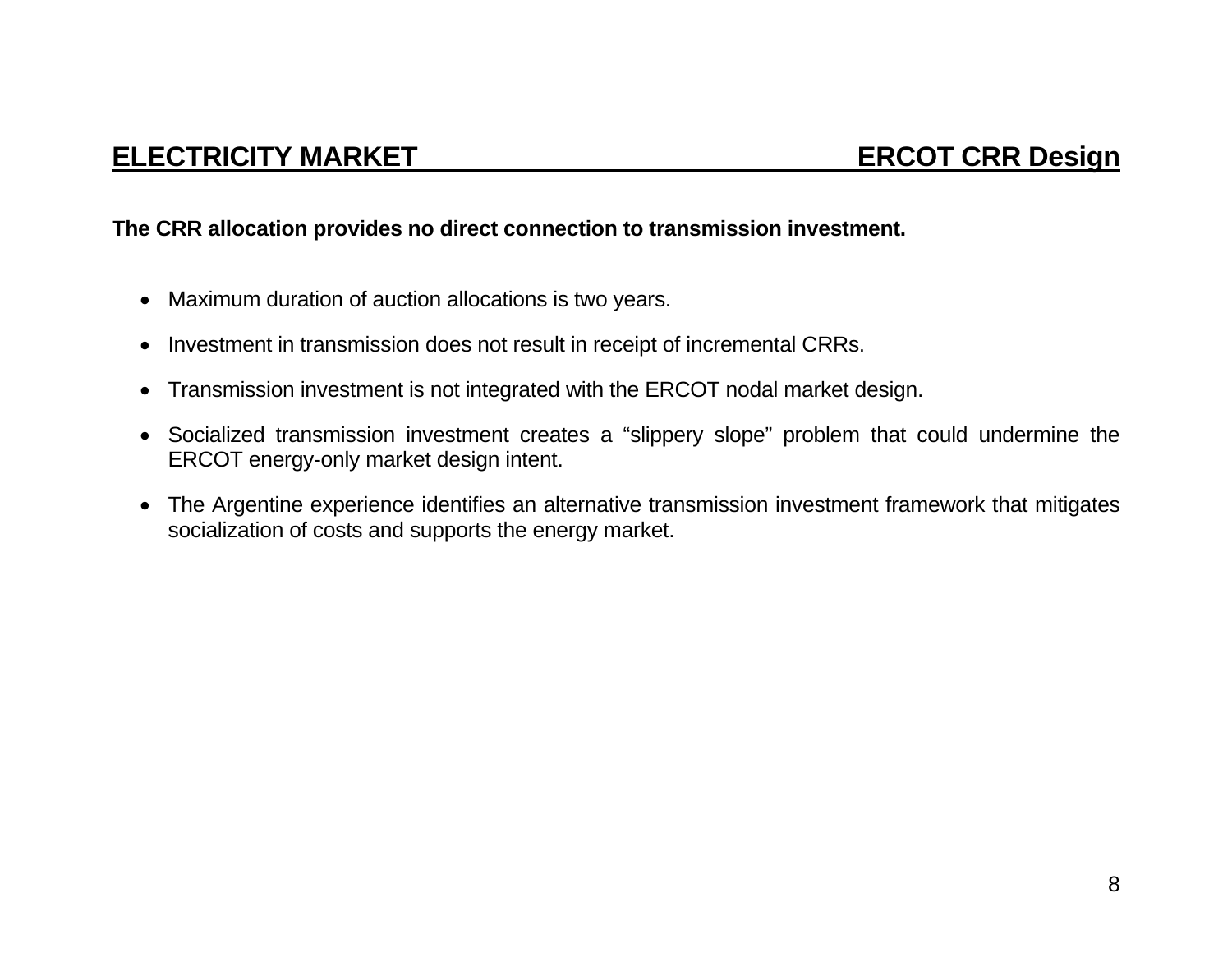## ELECTRICITY MARKET — ERCOT CRR Design

**The CRR allocation provides no direct connection to transmission investment.**

- Maximum duration of auction allocations is two years.
- Investment in transmission does not result in receipt of incremental CRRs.
- Transmission investment is not integrated with the ERCOT nodal market design.
- Socialized transmission investment creates a "slippery slope" problem that could undermine the ERCOT energy-only market design intent.
- The Argentine experience identifies an alternative transmission investment framework that mitigates socialization of costs and supports the energy market.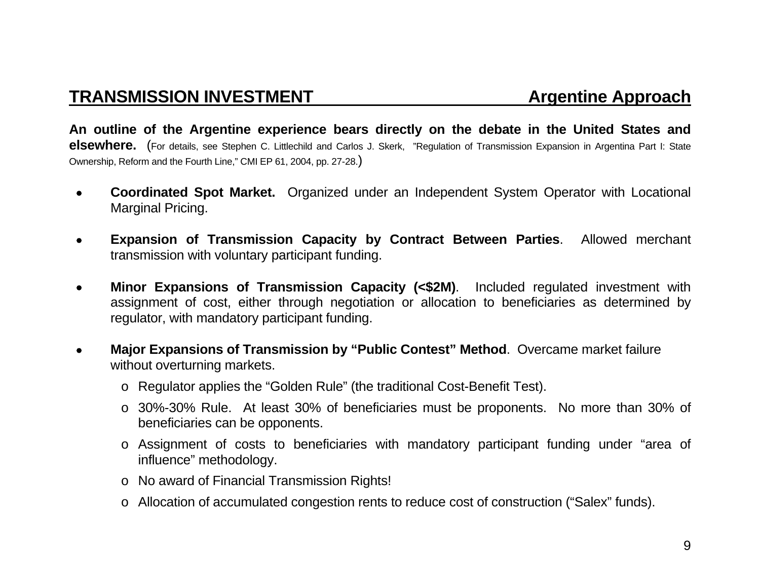## TRANSMISSION INVESTMENT — Argentine Approach

**An outline of the Argentine experience bears directly on the debate in the United States and elsewhere.** (For details, see Stephen C. Littlechild and Carlos J. Skerk, "Regulation of Transmission Expansion in Argentina Part I: State Ownership, Reform and the Fourth Line," CMI EP 61, 2004, pp. 27-28.)

- **Coordinated Spot Market.** Organized under an Independent System Operator with Locational Marginal Pricing.
- **Expansion of Transmission Capacity by Contract Between Parties**. Allowed merchant transmission with voluntary participant funding.
- **Minor Expansions of Transmission Capacity (<$2M)**. Included regulated investment with assignment of cost, either through negotiation or allocation to beneficiaries as determined by regulator, with mandatory participant funding.
- **Major Expansions of Transmission by "Public Contest" Method**. Overcame market failure without overturning markets.
  - Regulator applies the "Golden Rule" (the traditional Cost-Benefit Test).
  - 30%-30% Rule. At least 30% of beneficiaries must be proponents. No more than 30% of beneficiaries can be opponents.
  - Assignment of costs to beneficiaries with mandatory participant funding under "area of influence" methodology.
  - No award of Financial Transmission Rights!
  - Allocation of accumulated congestion rents to reduce cost of construction ("Salex" funds).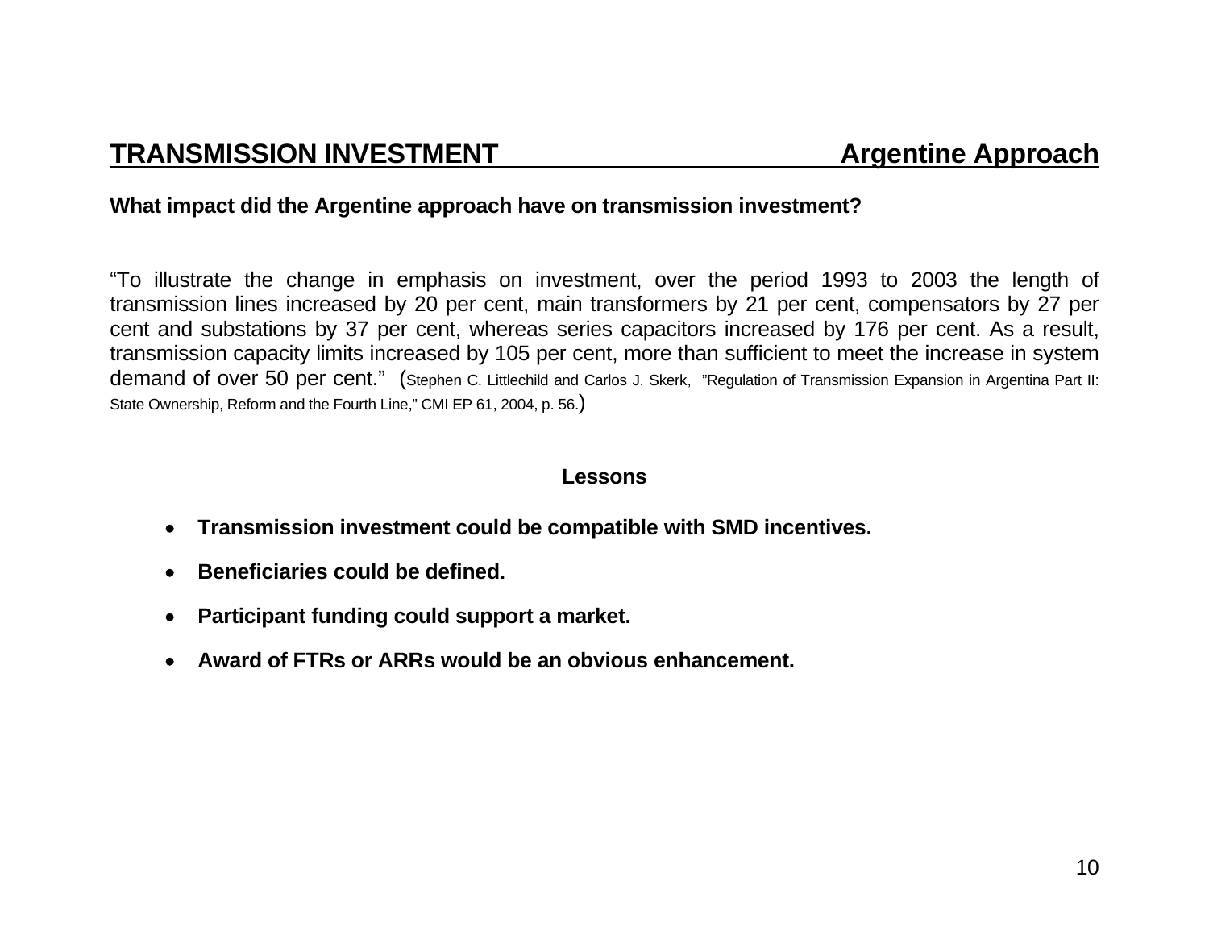## TRANSMISSION INVESTMENT — Argentine Approach

**What impact did the Argentine approach have on transmission investment?**

"To illustrate the change in emphasis on investment, over the period 1993 to 2003 the length of transmission lines increased by 20 per cent, main transformers by 21 per cent, compensators by 27 per cent and substations by 37 per cent, whereas series capacitors increased by 176 per cent. As a result, transmission capacity limits increased by 105 per cent, more than sufficient to meet the increase in system demand of over 50 per cent." (Stephen C. Littlechild and Carlos J. Skerk, "Regulation of Transmission Expansion in Argentina Part II: State Ownership, Reform and the Fourth Line," CMI EP 61, 2004, p. 56.)

**Lessons**

- **Transmission investment could be compatible with SMD incentives.**
- **Beneficiaries could be defined.**
- **Participant funding could support a market.**
- **Award of FTRs or ARRs would be an obvious enhancement.**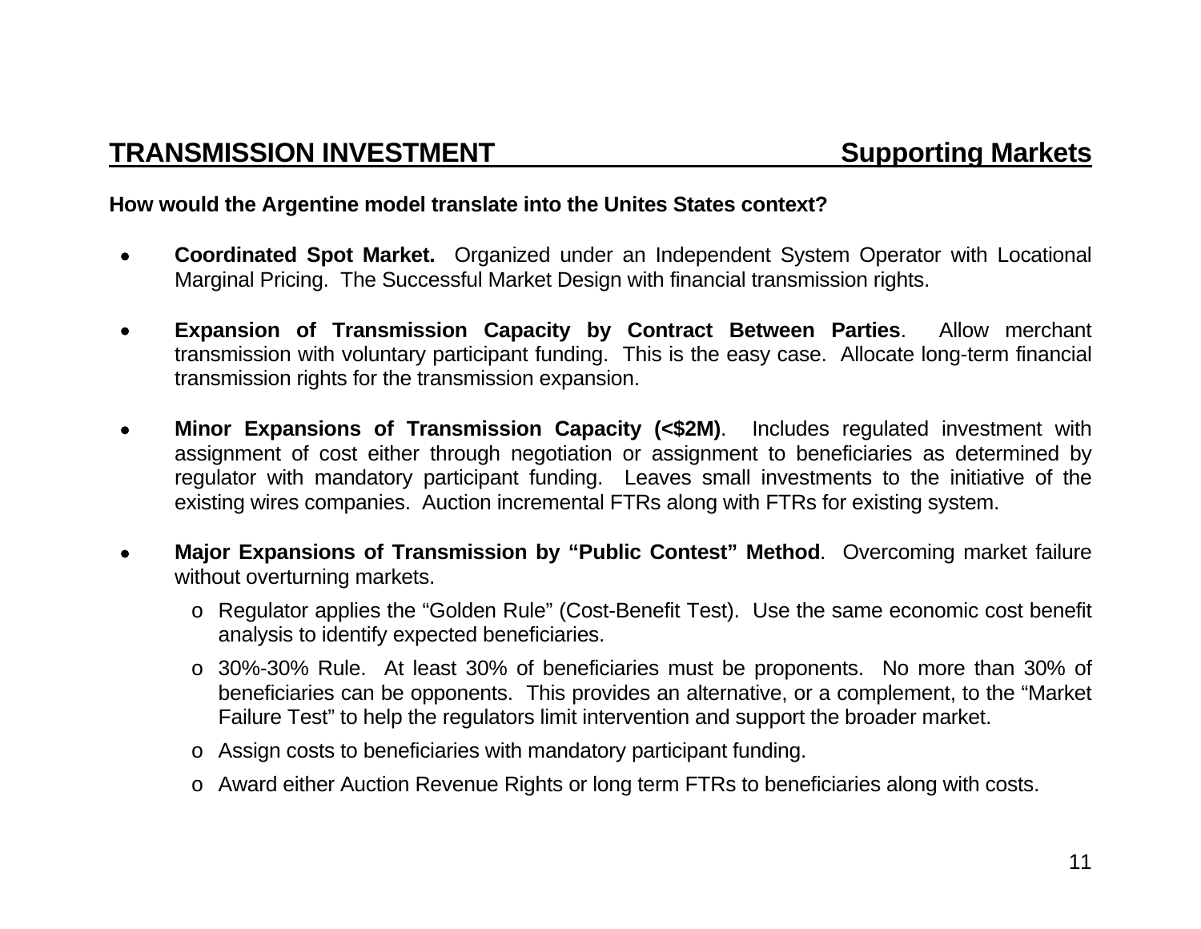## TRANSMISSION INVESTMENT — Supporting Markets

**How would the Argentine model translate into the Unites States context?**

- **Coordinated Spot Market.** Organized under an Independent System Operator with Locational Marginal Pricing. The Successful Market Design with financial transmission rights.

- **Expansion of Transmission Capacity by Contract Between Parties**. Allow merchant transmission with voluntary participant funding. This is the easy case. Allocate long-term financial transmission rights for the transmission expansion.

- **Minor Expansions of Transmission Capacity (<$2M)**. Includes regulated investment with assignment of cost either through negotiation or assignment to beneficiaries as determined by regulator with mandatory participant funding. Leaves small investments to the initiative of the existing wires companies. Auction incremental FTRs along with FTRs for existing system.

- **Major Expansions of Transmission by "Public Contest" Method**. Overcoming market failure without overturning markets.
  - Regulator applies the "Golden Rule" (Cost-Benefit Test). Use the same economic cost benefit analysis to identify expected beneficiaries.
  - 30%-30% Rule. At least 30% of beneficiaries must be proponents. No more than 30% of beneficiaries can be opponents. This provides an alternative, or a complement, to the "Market Failure Test" to help the regulators limit intervention and support the broader market.
  - Assign costs to beneficiaries with mandatory participant funding.
  - Award either Auction Revenue Rights or long term FTRs to beneficiaries along with costs.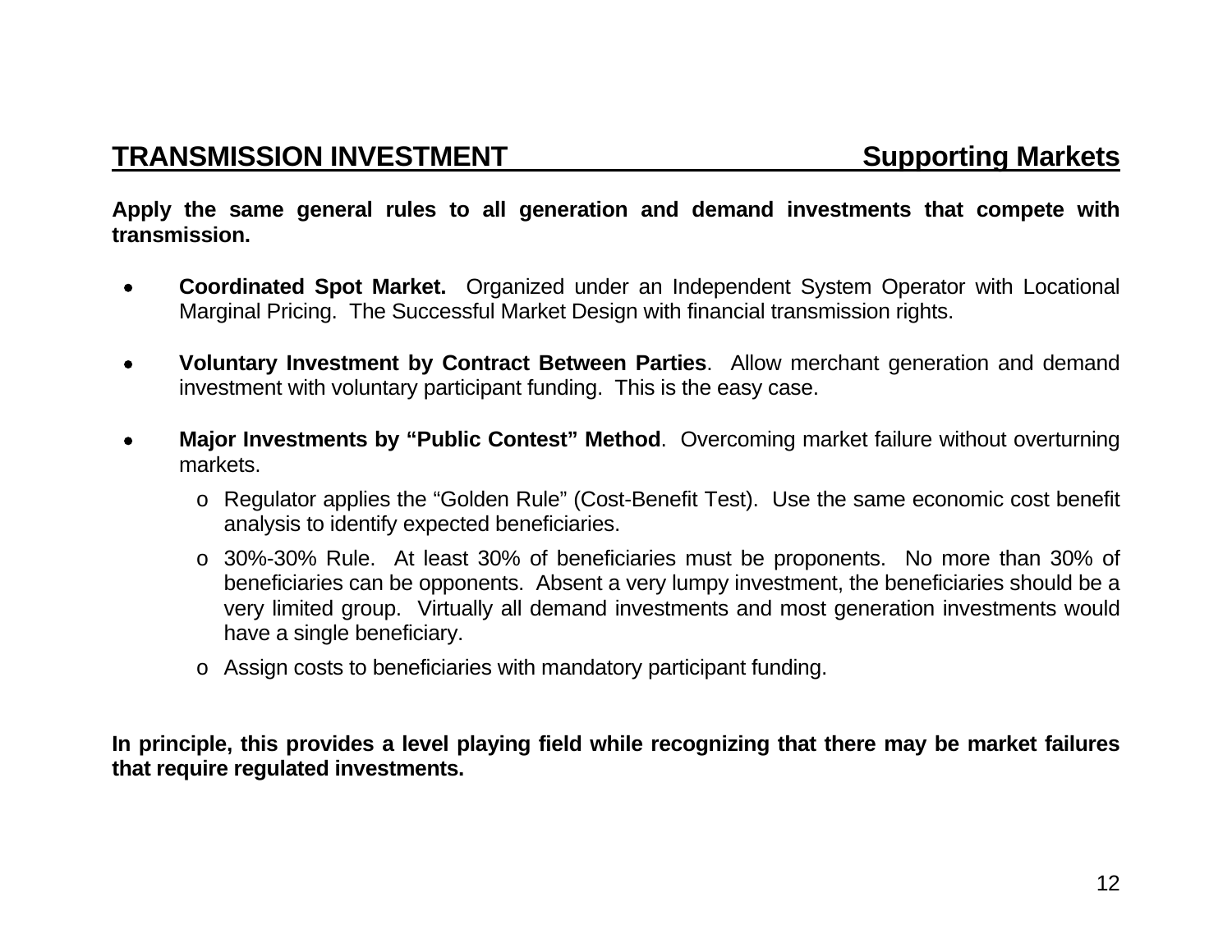## TRANSMISSION INVESTMENT — Supporting Markets

**Apply the same general rules to all generation and demand investments that compete with transmission.**

- **Coordinated Spot Market.** Organized under an Independent System Operator with Locational Marginal Pricing. The Successful Market Design with financial transmission rights.
- **Voluntary Investment by Contract Between Parties**. Allow merchant generation and demand investment with voluntary participant funding. This is the easy case.
- **Major Investments by "Public Contest" Method**. Overcoming market failure without overturning markets.
  - Regulator applies the "Golden Rule" (Cost-Benefit Test). Use the same economic cost benefit analysis to identify expected beneficiaries.
  - 30%-30% Rule. At least 30% of beneficiaries must be proponents. No more than 30% of beneficiaries can be opponents. Absent a very lumpy investment, the beneficiaries should be a very limited group. Virtually all demand investments and most generation investments would have a single beneficiary.
  - Assign costs to beneficiaries with mandatory participant funding.

**In principle, this provides a level playing field while recognizing that there may be market failures that require regulated investments.**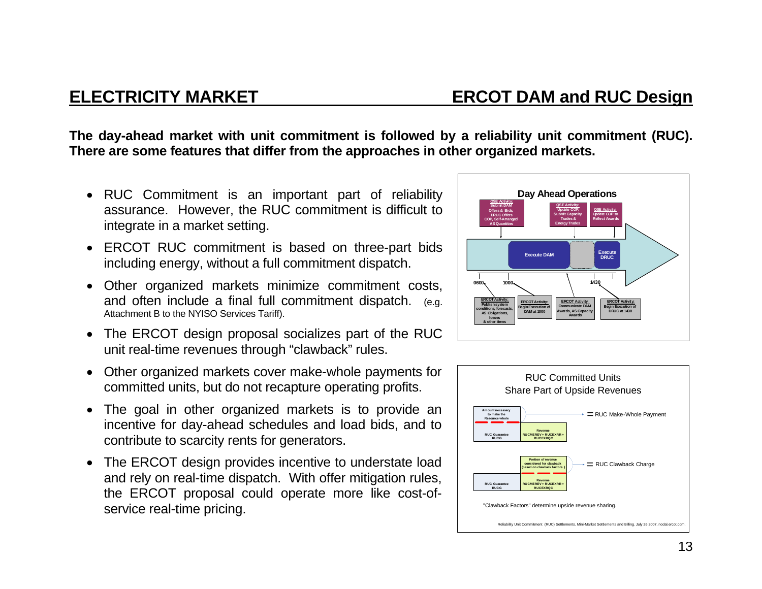## ELECTRICITY MARKET — ERCOT DAM and RUC Design

**The day-ahead market with unit commitment is followed by a reliability unit commitment (RUC). There are some features that differ from the approaches in other organized markets.**

- RUC Commitment is an important part of reliability assurance. However, the RUC commitment is difficult to integrate in a market setting.
- ERCOT RUC commitment is based on three-part bids including energy, without a full commitment dispatch.
- Other organized markets minimize commitment costs, and often include a final full commitment dispatch. (e.g. Attachment B to the NYISO Services Tariff).
- The ERCOT design proposal socializes part of the RUC unit real-time revenues through "clawback" rules.
- Other organized markets cover make-whole payments for committed units, but do not recapture operating profits.
- The goal in other organized markets is to provide an incentive for day-ahead schedules and load bids, and to contribute to scarcity rents for generators.
- The ERCOT design provides incentive to understate load and rely on real-time dispatch. With offer mitigation rules, the ERCOT proposal could operate more like cost-of-service real-time pricing.

**Day Ahead Operations**

- QSE Activity: Submit DAM Offers & Bids, DRUC Offers, COP, Self-Arranged AS Quantities
- QSE Activity: Update COP, Submit Capacity Trades & Energy Trades
- QSE Activity: Update COP to Reflect Awards
- Execute DAM
- Execute DRUC
- 0600, 1000, 1430
- ERCOT Activity: Publish system conditions, forecasts, AS Obligations, losses & other items
- ERCOT Activity: Begin Execution of DAM at 1000
- ERCOT Activity: Communicate DAM Awards, AS Capacity Awards
- ERCOT Activity: Begin Execution of DRUC at 1430

**RUC Committed Units Share Part of Upside Revenues**

- Amount necessary to make the Resource whole; RUC Guarantee RUCG; Revenue RUCMEREV + RUCEXRR + RUCEXRQC = RUC Make-Whole Payment
- Portion of revenue considered for clawback (based on clawback factors); RUC Guarantee RUCG; Revenue RUCMEREV + RUCEXRR + RUCEXRQC = RUC Clawback Charge

"Clawback Factors" determine upside revenue sharing.

Reliability Unit Commitment (RUC) Settlements, Mini-Market Settlements and Billing. July 26 2007, nodal.ercot.com.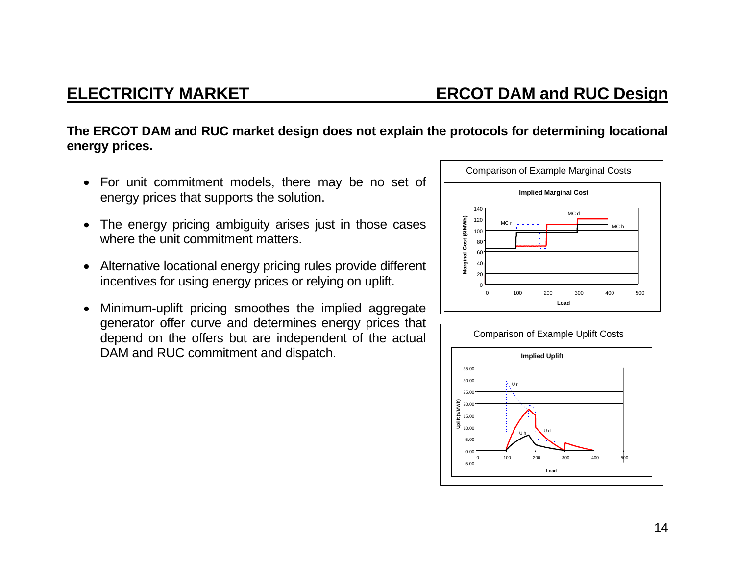## ELECTRICITY MARKET — ERCOT DAM and RUC Design

**The ERCOT DAM and RUC market design does not explain the protocols for determining locational energy prices.**

- For unit commitment models, there may be no set of energy prices that supports the solution.
- The energy pricing ambiguity arises just in those cases where the unit commitment matters.
- Alternative locational energy pricing rules provide different incentives for using energy prices or relying on uplift.
- Minimum-uplift pricing smoothes the implied aggregate generator offer curve and determines energy prices that depend on the offers but are independent of the actual DAM and RUC commitment and dispatch.

Comparison of Example Marginal Costs

Comparison of Example Uplift Costs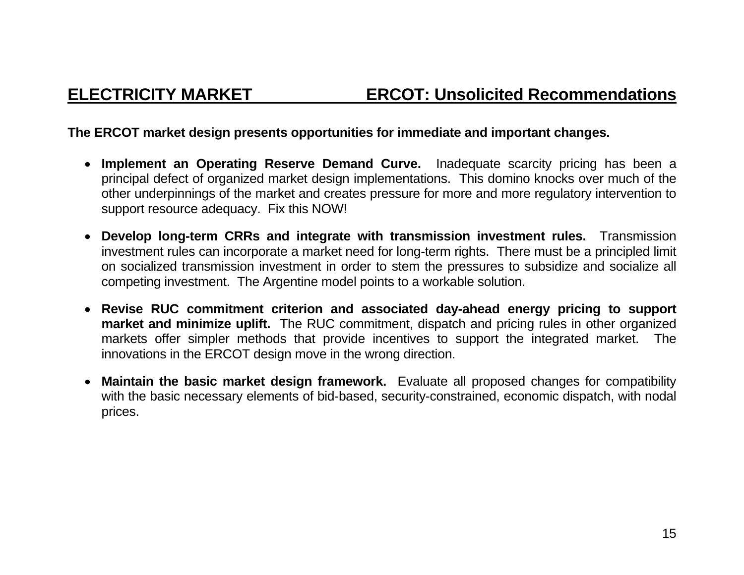## ELECTRICITY MARKET ERCOT: Unsolicited Recommendations

**The ERCOT market design presents opportunities for immediate and important changes.**

- **Implement an Operating Reserve Demand Curve.** Inadequate scarcity pricing has been a principal defect of organized market design implementations. This domino knocks over much of the other underpinnings of the market and creates pressure for more and more regulatory intervention to support resource adequacy. Fix this NOW!

- **Develop long-term CRRs and integrate with transmission investment rules.** Transmission investment rules can incorporate a market need for long-term rights. There must be a principled limit on socialized transmission investment in order to stem the pressures to subsidize and socialize all competing investment. The Argentine model points to a workable solution.

- **Revise RUC commitment criterion and associated day-ahead energy pricing to support market and minimize uplift.** The RUC commitment, dispatch and pricing rules in other organized markets offer simpler methods that provide incentives to support the integrated market. The innovations in the ERCOT design move in the wrong direction.

- **Maintain the basic market design framework.** Evaluate all proposed changes for compatibility with the basic necessary elements of bid-based, security-constrained, economic dispatch, with nodal prices.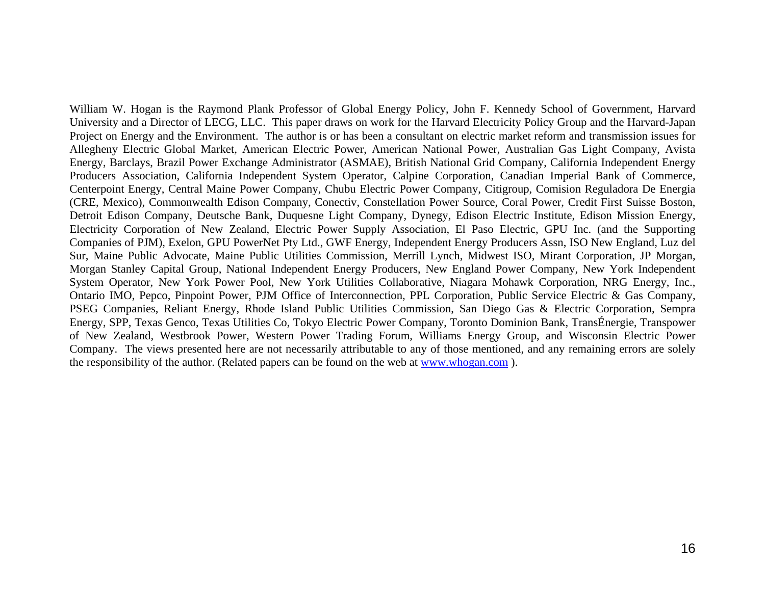William W. Hogan is the Raymond Plank Professor of Global Energy Policy, John F. Kennedy School of Government, Harvard University and a Director of LECG, LLC. This paper draws on work for the Harvard Electricity Policy Group and the Harvard-Japan Project on Energy and the Environment. The author is or has been a consultant on electric market reform and transmission issues for Allegheny Electric Global Market, American Electric Power, American National Power, Australian Gas Light Company, Avista Energy, Barclays, Brazil Power Exchange Administrator (ASMAE), British National Grid Company, California Independent Energy Producers Association, California Independent System Operator, Calpine Corporation, Canadian Imperial Bank of Commerce, Centerpoint Energy, Central Maine Power Company, Chubu Electric Power Company, Citigroup, Comision Reguladora De Energia (CRE, Mexico), Commonwealth Edison Company, Conectiv, Constellation Power Source, Coral Power, Credit First Suisse Boston, Detroit Edison Company, Deutsche Bank, Duquesne Light Company, Dynegy, Edison Electric Institute, Edison Mission Energy, Electricity Corporation of New Zealand, Electric Power Supply Association, El Paso Electric, GPU Inc. (and the Supporting Companies of PJM), Exelon, GPU PowerNet Pty Ltd., GWF Energy, Independent Energy Producers Assn, ISO New England, Luz del Sur, Maine Public Advocate, Maine Public Utilities Commission, Merrill Lynch, Midwest ISO, Mirant Corporation, JP Morgan, Morgan Stanley Capital Group, National Independent Energy Producers, New England Power Company, New York Independent System Operator, New York Power Pool, New York Utilities Collaborative, Niagara Mohawk Corporation, NRG Energy, Inc., Ontario IMO, Pepco, Pinpoint Power, PJM Office of Interconnection, PPL Corporation, Public Service Electric & Gas Company, PSEG Companies, Reliant Energy, Rhode Island Public Utilities Commission, San Diego Gas & Electric Corporation, Sempra Energy, SPP, Texas Genco, Texas Utilities Co, Tokyo Electric Power Company, Toronto Dominion Bank, TransÉnergie, Transpower of New Zealand, Westbrook Power, Western Power Trading Forum, Williams Energy Group, and Wisconsin Electric Power Company. The views presented here are not necessarily attributable to any of those mentioned, and any remaining errors are solely the responsibility of the author. (Related papers can be found on the web at [www.whogan.com](http://www.whogan.com) ).